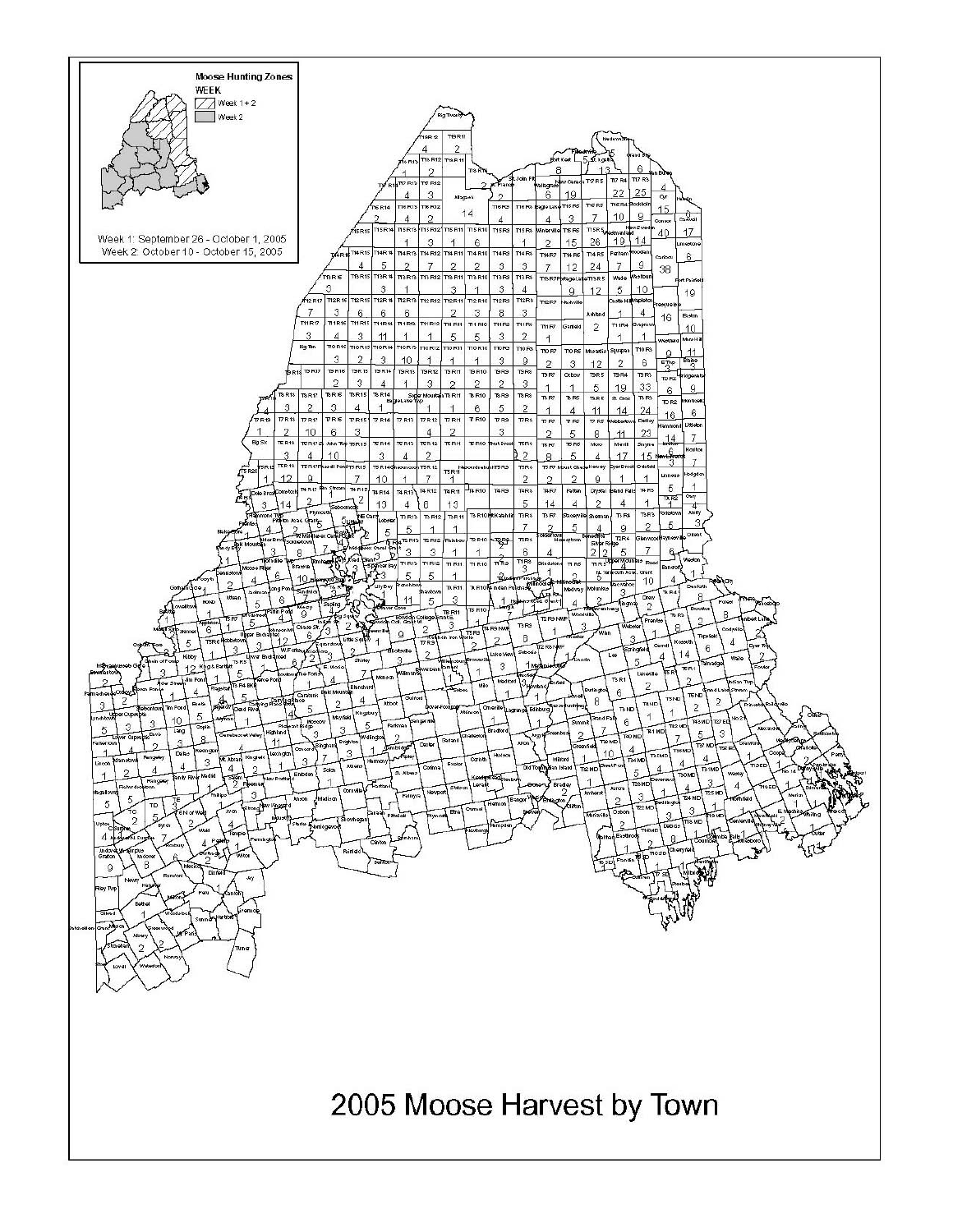Moose Hunting Zones

WEEK

Week 1 + 2

Week 2

Week 1: September 26 - October 1, 2005

Week 2: October 10 - October 15, 2005

# 2005 Moose Harvest by Town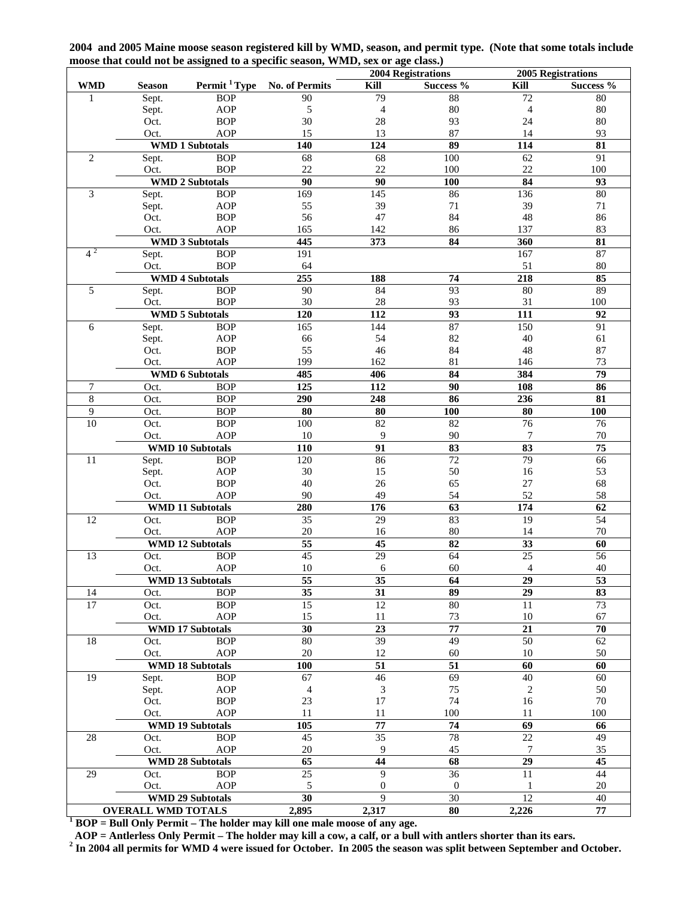**2004 and 2005 Maine moose season registered kill by WMD, season, and permit type. (Note that some totals include moose that could not be assigned to a specific season, WMD, sex or age class.)**

| | | | | 2004 Registrations | | 2005 Registrations | |
|---|---|---|---|---|---|---|---|
| **WMD** | **Season** | **Permit [1] Type** | **No. of Permits** | **Kill** | **Success %** | **Kill** | **Success %** |
| 1 | Sept. | BOP | 90 | 79 | 88 | 72 | 80 |
| | Sept. | AOP | 5 | 4 | 80 | 4 | 80 |
| | Oct. | BOP | 30 | 28 | 93 | 24 | 80 |
| | Oct. | AOP | 15 | 13 | 87 | 14 | 93 |
| | **WMD 1 Subtotals** | | **140** | **124** | **89** | **114** | **81** |
| 2 | Sept. | BOP | 68 | 68 | 100 | 62 | 91 |
| | Oct. | BOP | 22 | 22 | 100 | 22 | 100 |
| | **WMD 2 Subtotals** | | **90** | **90** | **100** | **84** | **93** |
| 3 | Sept. | BOP | 169 | 145 | 86 | 136 | 80 |
| | Sept. | AOP | 55 | 39 | 71 | 39 | 71 |
| | Oct. | BOP | 56 | 47 | 84 | 48 | 86 |
| | Oct. | AOP | 165 | 142 | 86 | 137 | 83 |
| | **WMD 3 Subtotals** | | **445** | **373** | **84** | **360** | **81** |
| 4 [2] | Sept. | BOP | 191 | | | 167 | 87 |
| | Oct. | BOP | 64 | | | 51 | 80 |
| | **WMD 4 Subtotals** | | **255** | **188** | **74** | **218** | **85** |
| 5 | Sept. | BOP | 90 | 84 | 93 | 80 | 89 |
| | Oct. | BOP | 30 | 28 | 93 | 31 | 100 |
| | **WMD 5 Subtotals** | | **120** | **112** | **93** | **111** | **92** |
| 6 | Sept. | BOP | 165 | 144 | 87 | 150 | 91 |
| | Sept. | AOP | 66 | 54 | 82 | 40 | 61 |
| | Oct. | BOP | 55 | 46 | 84 | 48 | 87 |
| | Oct. | AOP | 199 | 162 | 81 | 146 | 73 |
| | **WMD 6 Subtotals** | | **485** | **406** | **84** | **384** | **79** |
| 7 | Oct. | BOP | **125** | **112** | **90** | **108** | **86** |
| 8 | Oct. | BOP | **290** | **248** | **86** | **236** | **81** |
| 9 | Oct. | BOP | **80** | **80** | **100** | **80** | **100** |
| 10 | Oct. | BOP | 100 | 82 | 82 | 76 | 76 |
| | Oct. | AOP | 10 | 9 | 90 | 7 | 70 |
| | **WMD 10 Subtotals** | | **110** | **91** | **83** | **83** | **75** |
| 11 | Sept. | BOP | 120 | 86 | 72 | 79 | 66 |
| | Sept. | AOP | 30 | 15 | 50 | 16 | 53 |
| | Oct. | BOP | 40 | 26 | 65 | 27 | 68 |
| | Oct. | AOP | 90 | 49 | 54 | 52 | 58 |
| | **WMD 11 Subtotals** | | **280** | **176** | **63** | **174** | **62** |
| 12 | Oct. | BOP | 35 | 29 | 83 | 19 | 54 |
| | Oct. | AOP | 20 | 16 | 80 | 14 | 70 |
| | **WMD 12 Subtotals** | | **55** | **45** | **82** | **33** | **60** |
| 13 | Oct. | BOP | 45 | 29 | 64 | 25 | 56 |
| | Oct. | AOP | 10 | 6 | 60 | 4 | 40 |
| | **WMD 13 Subtotals** | | **55** | **35** | **64** | **29** | **53** |
| 14 | Oct. | BOP | **35** | **31** | **89** | **29** | **83** |
| 17 | Oct. | BOP | 15 | 12 | 80 | 11 | 73 |
| | Oct. | AOP | 15 | 11 | 73 | 10 | 67 |
| | **WMD 17 Subtotals** | | **30** | **23** | **77** | **21** | **70** |
| 18 | Oct. | BOP | 80 | 39 | 49 | 50 | 62 |
| | Oct. | AOP | 20 | 12 | 60 | 10 | 50 |
| | **WMD 18 Subtotals** | | **100** | **51** | **51** | **60** | **60** |
| 19 | Sept. | BOP | 67 | 46 | 69 | 40 | 60 |
| | Sept. | AOP | 4 | 3 | 75 | 2 | 50 |
| | Oct. | BOP | 23 | 17 | 74 | 16 | 70 |
| | Oct. | AOP | 11 | 11 | 100 | 11 | 100 |
| | **WMD 19 Subtotals** | | **105** | **77** | **74** | **69** | **66** |
| 28 | Oct. | BOP | 45 | 35 | 78 | 22 | 49 |
| | Oct. | AOP | 20 | 9 | 45 | 7 | 35 |
| | **WMD 28 Subtotals** | | **65** | **44** | **68** | **29** | **45** |
| 29 | Oct. | BOP | 25 | 9 | 36 | 11 | 44 |
| | Oct. | AOP | 5 | 0 | 0 | 1 | 20 |
| | **WMD 29 Subtotals** | | **30** | 9 | 30 | 12 | 40 |
| **OVERALL WMD TOTALS** | | | **2,895** | **2,317** | **80** | **2,226** | **77** |

**[1] BOP = Bull Only Permit – The holder may kill one male moose of any age.**

**AOP = Antlerless Only Permit – The holder may kill a cow, a calf, or a bull with antlers shorter than its ears.**

**[2] In 2004 all permits for WMD 4 were issued for October. In 2005 the season was split between September and October.**